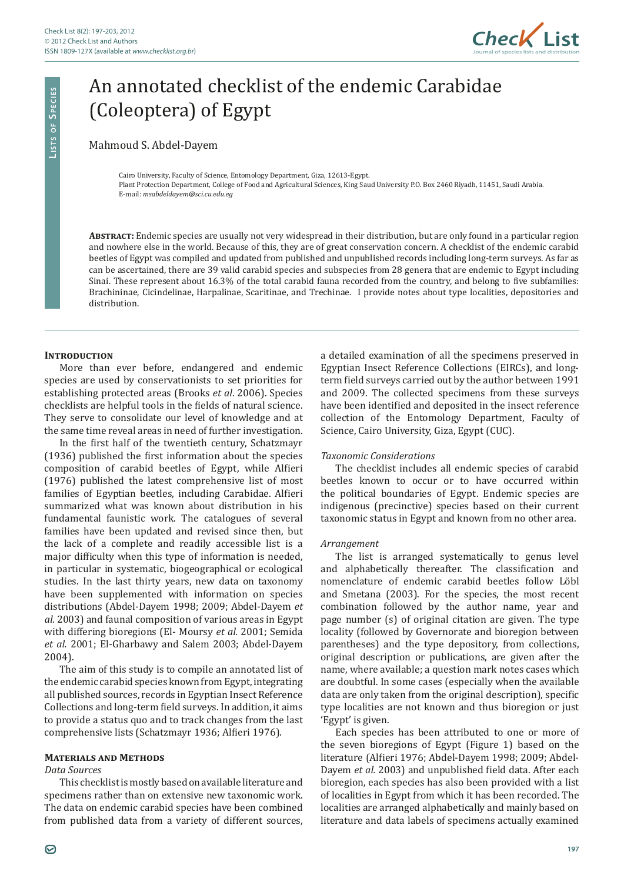# An annotated checklist of the endemic Carabidae (Coleoptera) of Egypt

Mahmoud S. Abdel-Dayem

Cairo University, Faculty of Science, Entomology Department, Giza, 12613-Egypt.
Plant Protection Department, College of Food and Agricultural Sciences, King Saud University P.O. Box 2460 Riyadh, 11451, Saudi Arabia.
E-mail: *msabdeldayem@sci.cu.edu.eg*

**Abstract:** Endemic species are usually not very widespread in their distribution, but are only found in a particular region and nowhere else in the world. Because of this, they are of great conservation concern. A checklist of the endemic carabid beetles of Egypt was compiled and updated from published and unpublished records including long-term surveys. As far as can be ascertained, there are 39 valid carabid species and subspecies from 28 genera that are endemic to Egypt including Sinai. These represent about 16.3% of the total carabid fauna recorded from the country, and belong to five subfamilies: Brachininae, Cicindelinae, Harpalinae, Scaritinae, and Trechinae. I provide notes about type localities, depositories and distribution.

## Introduction

More than ever before, endangered and endemic species are used by conservationists to set priorities for establishing protected areas (Brooks *et al*. 2006). Species checklists are helpful tools in the fields of natural science. They serve to consolidate our level of knowledge and at the same time reveal areas in need of further investigation.

In the first half of the twentieth century, Schatzmayr (1936) published the first information about the species composition of carabid beetles of Egypt, while Alfieri (1976) published the latest comprehensive list of most families of Egyptian beetles, including Carabidae. Alfieri summarized what was known about distribution in his fundamental faunistic work. The catalogues of several families have been updated and revised since then, but the lack of a complete and readily accessible list is a major difficulty when this type of information is needed, in particular in systematic, biogeographical or ecological studies. In the last thirty years, new data on taxonomy have been supplemented with information on species distributions (Abdel-Dayem 1998; 2009; Abdel-Dayem *et al.* 2003) and faunal composition of various areas in Egypt with differing bioregions (El- Moursy *et al.* 2001; Semida *et al.* 2001; El-Gharbawy and Salem 2003; Abdel-Dayem 2004).

The aim of this study is to compile an annotated list of the endemic carabid species known from Egypt, integrating all published sources, records in Egyptian Insect Reference Collections and long-term field surveys. In addition, it aims to provide a status quo and to track changes from the last comprehensive lists (Schatzmayr 1936; Alfieri 1976).

## Materials and Methods

### *Data Sources*

This checklist is mostly based on available literature and specimens rather than on extensive new taxonomic work. The data on endemic carabid species have been combined from published data from a variety of different sources, a detailed examination of all the specimens preserved in Egyptian Insect Reference Collections (EIRCs), and long-term field surveys carried out by the author between 1991 and 2009. The collected specimens from these surveys have been identified and deposited in the insect reference collection of the Entomology Department, Faculty of Science, Cairo University, Giza, Egypt (CUC).

### *Taxonomic Considerations*

The checklist includes all endemic species of carabid beetles known to occur or to have occurred within the political boundaries of Egypt. Endemic species are indigenous (precinctive) species based on their current taxonomic status in Egypt and known from no other area.

### *Arrangement*

The list is arranged systematically to genus level and alphabetically thereafter. The classification and nomenclature of endemic carabid beetles follow Löbl and Smetana (2003). For the species, the most recent combination followed by the author name, year and page number (s) of original citation are given. The type locality (followed by Governorate and bioregion between parentheses) and the type depository, from collections, original description or publications, are given after the name, where available; a question mark notes cases which are doubtful. In some cases (especially when the available data are only taken from the original description), specific type localities are not known and thus bioregion or just 'Egypt' is given.

Each species has been attributed to one or more of the seven bioregions of Egypt (Figure 1) based on the literature (Alfieri 1976; Abdel-Dayem 1998; 2009; Abdel-Dayem *et al.* 2003) and unpublished field data. After each bioregion, each species has also been provided with a list of localities in Egypt from which it has been recorded. The localities are arranged alphabetically and mainly based on literature and data labels of specimens actually examined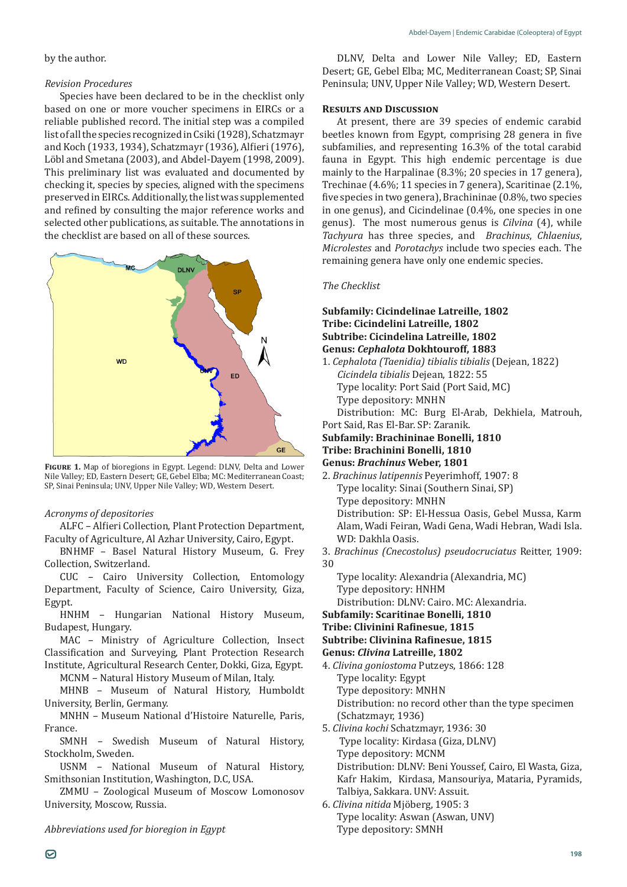by the author.

*Revision Procedures*

Species have been declared to be in the checklist only based on one or more voucher specimens in EIRCs or a reliable published record. The initial step was a compiled list of all the species recognized in Csiki (1928), Schatzmayr and Koch (1933, 1934), Schatzmayr (1936), Alfieri (1976), Löbl and Smetana (2003), and Abdel-Dayem (1998, 2009). This preliminary list was evaluated and documented by checking it, species by species, aligned with the specimens preserved in EIRCs. Additionally, the list was supplemented and refined by consulting the major reference works and selected other publications, as suitable. The annotations in the checklist are based on all of these sources.

**Figure 1.** Map of bioregions in Egypt. Legend: DLNV, Delta and Lower Nile Valley; ED, Eastern Desert; GE, Gebel Elba; MC: Mediterranean Coast; SP, Sinai Peninsula; UNV, Upper Nile Valley; WD, Western Desert.

*Acronyms of depositories*

ALFC – Alfieri Collection, Plant Protection Department, Faculty of Agriculture, Al Azhar University, Cairo, Egypt.

BNHMF – Basel Natural History Museum, G. Frey Collection, Switzerland.

CUC – Cairo University Collection, Entomology Department, Faculty of Science, Cairo University, Giza, Egypt.

HNHM – Hungarian National History Museum, Budapest, Hungary.

MAC – Ministry of Agriculture Collection, Insect Classification and Surveying, Plant Protection Research Institute, Agricultural Research Center, Dokki, Giza, Egypt.

MCNM – Natural History Museum of Milan, Italy.

MHNB – Museum of Natural History, Humboldt University, Berlin, Germany.

MNHN – Museum National d'Histoire Naturelle, Paris, France.

SMNH – Swedish Museum of Natural History, Stockholm, Sweden.

USNM – National Museum of Natural History, Smithsonian Institution, Washington, D.C, USA.

ZMMU – Zoological Museum of Moscow Lomonosov University, Moscow, Russia.

*Abbreviations used for bioregion in Egypt*

DLNV, Delta and Lower Nile Valley; ED, Eastern Desert; GE, Gebel Elba; MC, Mediterranean Coast; SP, Sinai Peninsula; UNV, Upper Nile Valley; WD, Western Desert.

## Results and Discussion

At present, there are 39 species of endemic carabid beetles known from Egypt, comprising 28 genera in five subfamilies, and representing 16.3% of the total carabid fauna in Egypt. This high endemic percentage is due mainly to the Harpalinae (8.3%; 20 species in 17 genera), Trechinae (4.6%; 11 species in 7 genera), Scaritinae (2.1%, five species in two genera), Brachininae (0.8%, two species in one genus), and Cicindelinae (0.4%, one species in one genus). The most numerous genus is *Clivina* (4), while *Tachyura* has three species, and *Brachinus*, *Chlaenius*, *Microlestes* and *Porotachys* include two species each. The remaining genera have only one endemic species.

*The Checklist*

**Subfamily: Cicindelinae Latreille, 1802**
**Tribe: Cicindelini Latreille, 1802**
**Subtribe: Cicindelina Latreille, 1802**
**Genus: *Cephalota* Dokhtouroff, 1883**

1. *Cephalota (Taenidia) tibialis tibialis* (Dejean, 1822)
   *Cicindela tibialis* Dejean, 1822: 55
   Type locality: Port Said (Port Said, MC)
   Type depository: MNHN
   Distribution: MC: Burg El-Arab, Dekhiela, Matrouh, Port Said, Ras El-Bar. SP: Zaranik.

**Subfamily: Brachininae Bonelli, 1810**
**Tribe: Brachinini Bonelli, 1810**
**Genus: *Brachinus* Weber, 1801**

2. *Brachinus latipennis* Peyerimhoff, 1907: 8
   Type locality: Sinai (Southern Sinai, SP)
   Type depository: MNHN
   Distribution: SP: El-Hessua Oasis, Gebel Mussa, Karm Alam, Wadi Feiran, Wadi Gena, Wadi Hebran, Wadi Isla. WD: Dakhla Oasis.
3. *Brachinus (Cnecostolus) pseudocruciatus* Reitter, 1909: 30
   Type locality: Alexandria (Alexandria, MC)
   Type depository: HNHM
   Distribution: DLNV: Cairo. MC: Alexandria.

**Subfamily: Scaritinae Bonelli, 1810**
**Tribe: Clivinini Rafinesue, 1815**
**Subtribe: Clivinina Rafinesue, 1815**
**Genus: *Clivina* Latreille, 1802**

4. *Clivina goniostoma* Putzeys, 1866: 128
   Type locality: Egypt
   Type depository: MNHN
   Distribution: no record other than the type specimen (Schatzmayr, 1936)
5. *Clivina kochi* Schatzmayr, 1936: 30
   Type locality: Kirdasa (Giza, DLNV)
   Type depository: MCNM
   Distribution: DLNV: Beni Youssef, Cairo, El Wasta, Giza, Kafr Hakim, Kirdasa, Mansouriya, Mataria, Pyramids, Talbiya, Sakkara. UNV: Assuit.
6. *Clivina nitida* Mjöberg, 1905: 3
   Type locality: Aswan (Aswan, UNV)
   Type depository: SMNH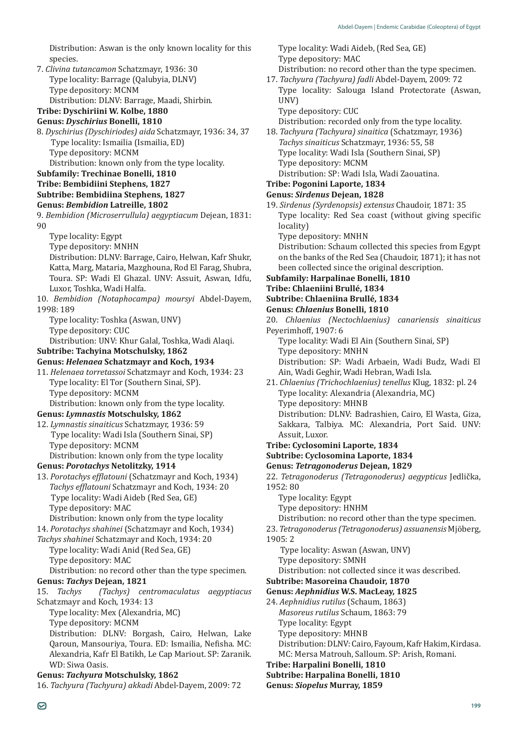Distribution: Aswan is the only known locality for this species.

7. *Clivina tutancamon* Schatzmayr, 1936: 30
   Type locality: Barrage (Qalubyia, DLNV)
   Type depository: MCNM
   Distribution: DLNV: Barrage, Maadi, Shirbin.

**Tribe: Dyschiriini W. Kolbe, 1880**

**Genus: *Dyschirius* Bonelli, 1810**

8. *Dyschirius (Dyschiriodes) aida* Schatzmayr, 1936: 34, 37
   Type locality: Ismailia (Ismailia, ED)
   Type depository: MCNM
   Distribution: known only from the type locality.

**Subfamily: Trechinae Bonelli, 1810**

**Tribe: Bembidiini Stephens, 1827**

**Subtribe: Bembidiina Stephens, 1827**

**Genus: *Bembidion* Latreille, 1802**

9. *Bembidion (Microserrullula) aegyptiacum* Dejean, 1831: 90
   Type locality: Egypt
   Type depository: MNHN
   Distribution: DLNV: Barrage, Cairo, Helwan, Kafr Shukr, Katta, Marg, Mataria, Mazghouna, Rod El Farag, Shubra, Toura. SP: Wadi El Ghazal. UNV: Assuit, Aswan, Idfu, Luxor, Toshka, Wadi Halfa.

10. *Bembidion (Notaphocampa) moursyi* Abdel-Dayem, 1998: 189
   Type locality: Toshka (Aswan, UNV)
   Type depository: CUC
   Distribution: UNV: Khur Galal, Toshka, Wadi Alaqi.

**Subtribe: Tachyina Motschulsky, 1862**

**Genus: *Helenaea* Schatzmayr and Koch, 1934**

11. *Helenaea torretassoi* Schatzmayr and Koch, 1934: 23
   Type locality: El Tor (Southern Sinai, SP).
   Type depository: MCNM
   Distribution: known only from the type locality.

**Genus: *Lymnastis* Motschulsky, 1862**

12. *Lymnastis sinaiticus* Schatzmayr, 1936: 59
   Type locality: Wadi Isla (Southern Sinai, SP)
   Type depository: MCNM
   Distribution: known only from the type locality

**Genus: *Porotachys* Netolitzky, 1914**

13. *Porotachys efflatouni* (Schatzmayr and Koch, 1934)
   *Tachys efflatouni* Schatzmayr and Koch, 1934: 20
   Type locality: Wadi Aideb (Red Sea, GE)
   Type depository: MAC
   Distribution: known only from the type locality

14. *Porotachys shahinei* (Schatzmayr and Koch, 1934)
   *Tachys shahinei* Schatzmayr and Koch, 1934: 20
   Type locality: Wadi Anid (Red Sea, GE)
   Type depository: MAC
   Distribution: no record other than the type specimen.

**Genus: *Tachys* Dejean, 1821**

15. *Tachys (Tachys) centromaculatus aegyptiacus* Schatzmayr and Koch, 1934: 13
   Type locality: Mex (Alexandria, MC)
   Type depository: MCNM
   Distribution: DLNV: Borgash, Cairo, Helwan, Lake Qaroun, Mansouriya, Toura. ED: Ismailia, Nefisha. MC: Alexandria, Kafr El Batikh, Le Cap Mariout. SP: Zaranik. WD: Siwa Oasis.

**Genus: *Tachyura* Motschulsky, 1862**

16. *Tachyura (Tachyura) akkadi* Abdel-Dayem, 2009: 72
   Type locality: Wadi Aideb, (Red Sea, GE)
   Type depository: MAC
   Distribution: no record other than the type specimen.

17. *Tachyura (Tachyura) fadli* Abdel-Dayem, 2009: 72
   Type locality: Salouga Island Protectorate (Aswan, UNV)
   Type depository: CUC
   Distribution: recorded only from the type locality.

18. *Tachyura (Tachyura) sinaitica* (Schatzmayr, 1936)
   *Tachys sinaiticus* Schatzmayr, 1936: 55, 58
   Type locality: Wadi Isla (Southern Sinai, SP)
   Type depository: MCNM
   Distribution: SP: Wadi Isla, Wadi Zaouatina.

**Tribe: Pogonini Laporte, 1834**

**Genus: *Sirdenus* Dejean, 1828**

19. *Sirdenus (Syrdenopsis) extensus* Chaudoir, 1871: 35
   Type locality: Red Sea coast (without giving specific locality)
   Type depository: MNHN
   Distribution: Schaum collected this species from Egypt on the banks of the Red Sea (Chaudoir, 1871); it has not been collected since the original description.

**Subfamily: Harpalinae Bonelli, 1810**

**Tribe: Chlaeniini Brullé, 1834**

**Subtribe: Chlaeniina Brullé, 1834**

**Genus: *Chlaenius* Bonelli, 1810**

20. *Chlaenius (Nectochlaenius) canariensis sinaiticus* Peyerimhoff, 1907: 6
   Type locality: Wadi El Ain (Southern Sinai, SP)
   Type depository: MNHN
   Distribution: SP: Wadi Arbaein, Wadi Budz, Wadi El Ain, Wadi Geghir, Wadi Hebran, Wadi Isla.

21. *Chlaenius (Trichochlaenius) tenellus* Klug, 1832: pl. 24
   Type locality: Alexandria (Alexandria, MC)
   Type depository: MHNB
   Distribution: DLNV: Badrashien, Cairo, El Wasta, Giza, Sakkara, Talbiya. MC: Alexandria, Port Said. UNV: Assuit, Luxor.

**Tribe: Cyclosomini Laporte, 1834**

**Subtribe: Cyclosomina Laporte, 1834**

**Genus: *Tetragonoderus* Dejean, 1829**

22. *Tetragonoderus (Tetragonoderus) aegypticus* Jedlička, 1952: 80
   Type locality: Egypt
   Type depository: HNHM
   Distribution: no record other than the type specimen.

23. *Tetragonoderus (Tetragonoderus) assuanensis* Mjöberg, 1905: 2
   Type locality: Aswan (Aswan, UNV)
   Type depository: SMNH
   Distribution: not collected since it was described.

**Subtribe: Masoreina Chaudoir, 1870**

**Genus: *Aephnidius* W.S. MacLeay, 1825**

24. *Aephnidius rutilus* (Schaum, 1863)
   *Masoreus rutilus* Schaum, 1863: 79
   Type locality: Egypt
   Type depository: MHNB
   Distribution: DLNV: Cairo, Fayoum, Kafr Hakim, Kirdasa. MC: Mersa Matrouh, Salloum. SP: Arish, Romani.

**Tribe: Harpalini Bonelli, 1810**

**Subtribe: Harpalina Bonelli, 1810**

**Genus: *Siopelus* Murray, 1859**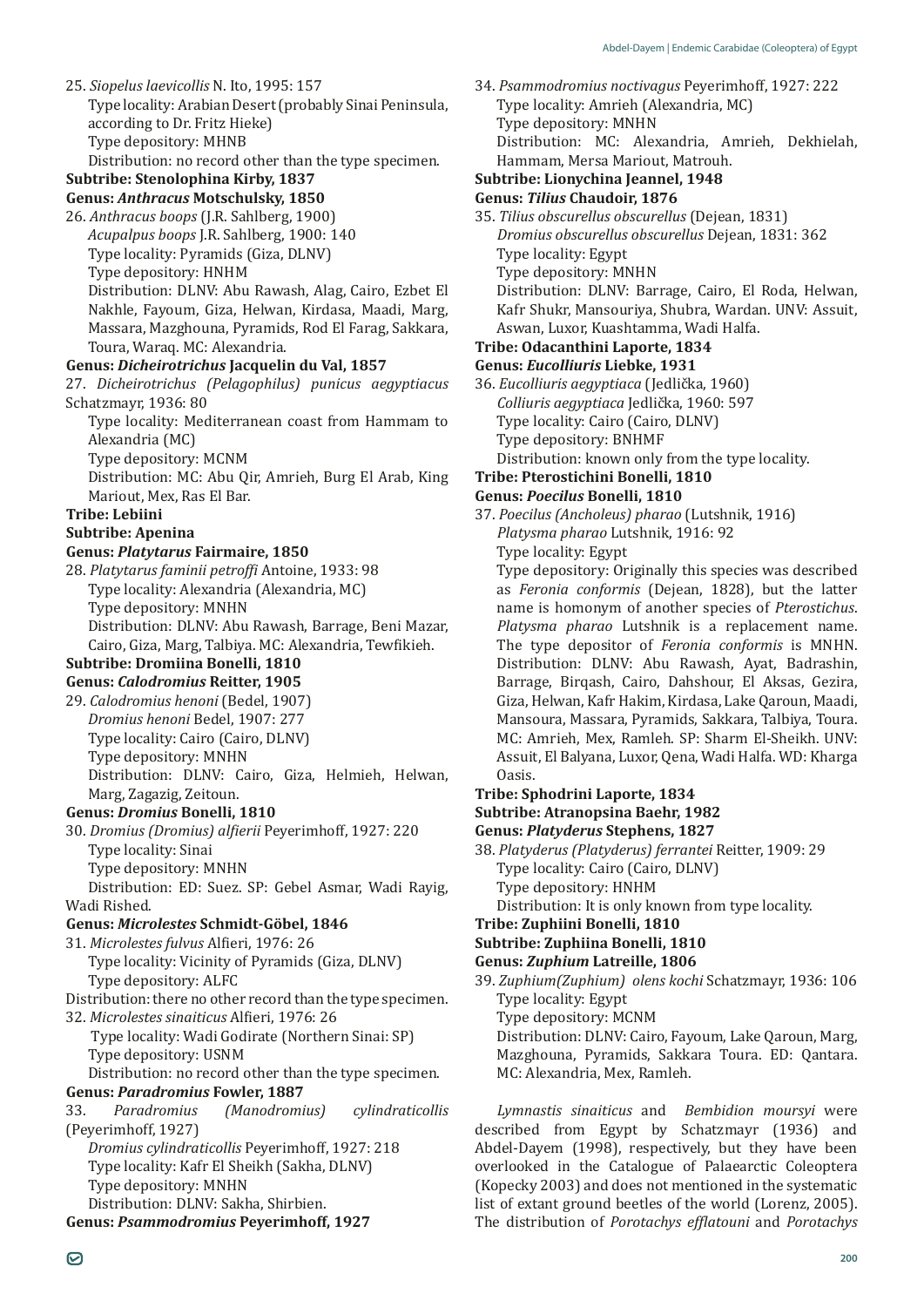25. *Siopelus laevicollis* N. Ito, 1995: 157
Type locality: Arabian Desert (probably Sinai Peninsula, according to Dr. Fritz Hieke)
Type depository: MHNB
Distribution: no record other than the type specimen.

**Subtribe: Stenolophina Kirby, 1837**

**Genus: *Anthracus* Motschulsky, 1850**

26. *Anthracus boops* (J.R. Sahlberg, 1900)
*Acupalpus boops* J.R. Sahlberg, 1900: 140
Type locality: Pyramids (Giza, DLNV)
Type depository: HNHM
Distribution: DLNV: Abu Rawash, Alag, Cairo, Ezbet El Nakhle, Fayoum, Giza, Helwan, Kirdasa, Maadi, Marg, Massara, Mazghouna, Pyramids, Rod El Farag, Sakkara, Toura, Waraq. MC: Alexandria.

**Genus: *Dicheirotrichus* Jacquelin du Val, 1857**

27. *Dicheirotrichus (Pelagophilus) punicus aegyptiacus* Schatzmayr, 1936: 80
Type locality: Mediterranean coast from Hammam to Alexandria (MC)
Type depository: MCNM
Distribution: MC: Abu Qir, Amrieh, Burg El Arab, King Mariout, Mex, Ras El Bar.

**Tribe: Lebiini**

**Subtribe: Apenina**

**Genus: *Platytarus* Fairmaire, 1850**

28. *Platytarus faminii petroffi* Antoine, 1933: 98
Type locality: Alexandria (Alexandria, MC)
Type depository: MNHN
Distribution: DLNV: Abu Rawash, Barrage, Beni Mazar, Cairo, Giza, Marg, Talbiya. MC: Alexandria, Tewfikieh.

**Subtribe: Dromiina Bonelli, 1810**

**Genus: *Calodromius* Reitter, 1905**

29. *Calodromius henoni* (Bedel, 1907)
*Dromius henoni* Bedel, 1907: 277
Type locality: Cairo (Cairo, DLNV)
Type depository: MNHN
Distribution: DLNV: Cairo, Giza, Helmieh, Helwan, Marg, Zagazig, Zeitoun.

**Genus: *Dromius* Bonelli, 1810**

30. *Dromius (Dromius) alfierii* Peyerimhoff, 1927: 220
Type locality: Sinai
Type depository: MNHN
Distribution: ED: Suez. SP: Gebel Asmar, Wadi Rayig, Wadi Rished.

**Genus: *Microlestes* Schmidt-Göbel, 1846**

31. *Microlestes fulvus* Alfieri, 1976: 26
Type locality: Vicinity of Pyramids (Giza, DLNV)
Type depository: ALFC
Distribution: there no other record than the type specimen.

32. *Microlestes sinaiticus* Alfieri, 1976: 26
Type locality: Wadi Godirate (Northern Sinai: SP)
Type depository: USNM
Distribution: no record other than the type specimen.

**Genus: *Paradromius* Fowler, 1887**

33. *Paradromius (Manodromius) cylindraticollis* (Peyerimhoff, 1927)
*Dromius cylindraticollis* Peyerimhoff, 1927: 218
Type locality: Kafr El Sheikh (Sakha, DLNV)
Type depository: MNHN
Distribution: DLNV: Sakha, Shirbien.

**Genus: *Psammodromius* Peyerimhoff, 1927**

34. *Psammodromius noctivagus* Peyerimhoff, 1927: 222
Type locality: Amrieh (Alexandria, MC)
Type depository: MNHN
Distribution: MC: Alexandria, Amrieh, Dekhielah, Hammam, Mersa Mariout, Matrouh.

**Subtribe: Lionychina Jeannel, 1948**

**Genus: *Tilius* Chaudoir, 1876**

35. *Tilius obscurellus obscurellus* (Dejean, 1831)
*Dromius obscurellus obscurellus* Dejean, 1831: 362
Type locality: Egypt
Type depository: MNHN
Distribution: DLNV: Barrage, Cairo, El Roda, Helwan, Kafr Shukr, Mansouriya, Shubra, Wardan. UNV: Assuit, Aswan, Luxor, Kuashtamma, Wadi Halfa.

**Tribe: Odacanthini Laporte, 1834**

**Genus: *Eucolliuris* Liebke, 1931**

36. *Eucolliuris aegyptiaca* (Jedlička, 1960)
*Colliuris aegyptiaca* Jedlička, 1960: 597
Type locality: Cairo (Cairo, DLNV)
Type depository: BNHMF
Distribution: known only from the type locality.

**Tribe: Pterostichini Bonelli, 1810**

**Genus: *Poecilus* Bonelli, 1810**

37. *Poecilus (Ancholeus) pharao* (Lutshnik, 1916)
*Platysma pharao* Lutshnik, 1916: 92
Type locality: Egypt
Type depository: Originally this species was described as *Feronia conformis* (Dejean, 1828), but the latter name is homonym of another species of *Pterostichus*. *Platysma pharao* Lutshnik is a replacement name. The type depositor of *Feronia conformis* is MNHN.
Distribution: DLNV: Abu Rawash, Ayat, Badrashin, Barrage, Birqash, Cairo, Dahshour, El Aksas, Gezira, Giza, Helwan, Kafr Hakim, Kirdasa, Lake Qaroun, Maadi, Mansoura, Massara, Pyramids, Sakkara, Talbiya, Toura. MC: Amrieh, Mex, Ramleh. SP: Sharm El-Sheikh. UNV: Assuit, El Balyana, Luxor, Qena, Wadi Halfa. WD: Kharga Oasis.

**Tribe: Sphodrini Laporte, 1834**

**Subtribe: Atranopsina Baehr, 1982**

**Genus: *Platyderus* Stephens, 1827**

38. *Platyderus (Platyderus) ferrantei* Reitter, 1909: 29
Type locality: Cairo (Cairo, DLNV)
Type depository: HNHM
Distribution: It is only known from type locality.

**Tribe: Zuphiini Bonelli, 1810**

**Subtribe: Zuphiina Bonelli, 1810**

**Genus: *Zuphium* Latreille, 1806**

39. *Zuphium(Zuphium) olens kochi* Schatzmayr, 1936: 106
Type locality: Egypt
Type depository: MCNM
Distribution: DLNV: Cairo, Fayoum, Lake Qaroun, Marg, Mazghouna, Pyramids, Sakkara Toura. ED: Qantara. MC: Alexandria, Mex, Ramleh.

*Lymnastis sinaiticus* and *Bembidion moursyi* were described from Egypt by Schatzmayr (1936) and Abdel-Dayem (1998), respectively, but they have been overlooked in the Catalogue of Palaearctic Coleoptera (Kopecky 2003) and does not mentioned in the systematic list of extant ground beetles of the world (Lorenz, 2005). The distribution of *Porotachys efflatouni* and *Porotachys*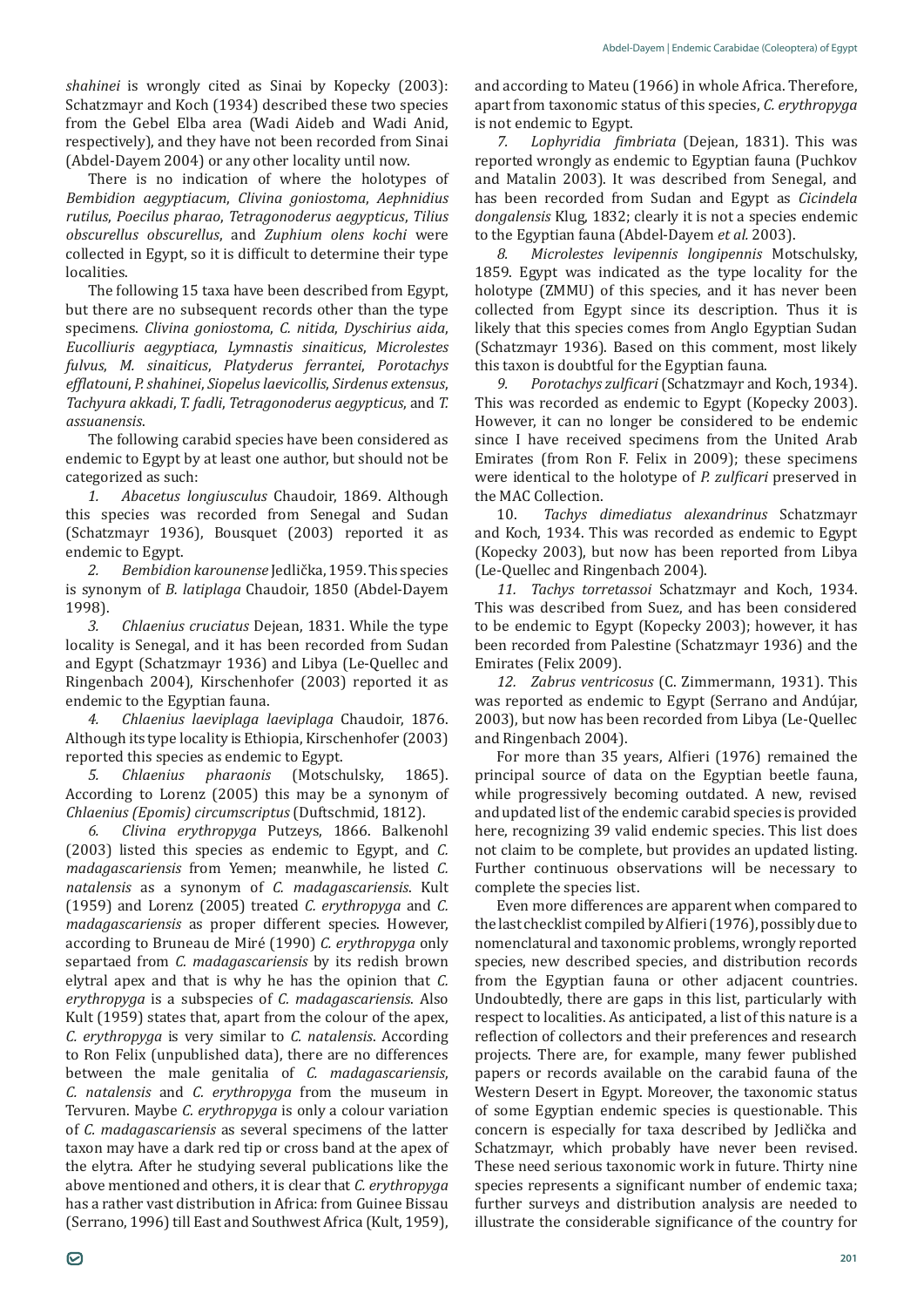*shahinei* is wrongly cited as Sinai by Kopecky (2003): Schatzmayr and Koch (1934) described these two species from the Gebel Elba area (Wadi Aideb and Wadi Anid, respectively), and they have not been recorded from Sinai (Abdel-Dayem 2004) or any other locality until now.

There is no indication of where the holotypes of *Bembidion aegyptiacum*, *Clivina goniostoma*, *Aephnidius rutilus*, *Poecilus pharao*, *Tetragonoderus aegypticus*, *Tilius obscurellus obscurellus*, and *Zuphium olens kochi* were collected in Egypt, so it is difficult to determine their type localities.

The following 15 taxa have been described from Egypt, but there are no subsequent records other than the type specimens. *Clivina goniostoma*, *C. nitida*, *Dyschirius aida*, *Eucolliuris aegyptiaca*, *Lymnastis sinaiticus*, *Microlestes fulvus*, *M. sinaiticus*, *Platyderus ferrantei*, *Porotachys efflatouni*, *P. shahinei*, *Siopelus laevicollis*, *Sirdenus extensus*, *Tachyura akkadi*, *T. fadli*, *Tetragonoderus aegypticus*, and *T. assuanensis*.

The following carabid species have been considered as endemic to Egypt by at least one author, but should not be categorized as such:

1. *Abacetus longiusculus* Chaudoir, 1869. Although this species was recorded from Senegal and Sudan (Schatzmayr 1936), Bousquet (2003) reported it as endemic to Egypt.
2. *Bembidion karounense* Jedlička, 1959. This species is synonym of *B. latiplaga* Chaudoir, 1850 (Abdel-Dayem 1998).
3. *Chlaenius cruciatus* Dejean, 1831. While the type locality is Senegal, and it has been recorded from Sudan and Egypt (Schatzmayr 1936) and Libya (Le-Quellec and Ringenbach 2004), Kirschenhofer (2003) reported it as endemic to the Egyptian fauna.
4. *Chlaenius laeviplaga laeviplaga* Chaudoir, 1876. Although its type locality is Ethiopia, Kirschenhofer (2003) reported this species as endemic to Egypt.
5. *Chlaenius pharaonis* (Motschulsky, 1865). According to Lorenz (2005) this may be a synonym of *Chlaenius (Epomis) circumscriptus* (Duftschmid, 1812).
6. *Clivina erythropyga* Putzeys, 1866. Balkenohl (2003) listed this species as endemic to Egypt, and *C. madagascariensis* from Yemen; meanwhile, he listed *C. natalensis* as a synonym of *C. madagascariensis*. Kult (1959) and Lorenz (2005) treated *C. erythropyga* and *C. madagascariensis* as proper different species. However, according to Bruneau de Miré (1990) *C. erythropyga* only separtaed from *C. madagascariensis* by its redish brown elytral apex and that is why he has the opinion that *C. erythropyga* is a subspecies of *C. madagascariensis*. Also Kult (1959) states that, apart from the colour of the apex, *C. erythropyga* is very similar to *C. natalensis*. According to Ron Felix (unpublished data), there are no differences between the male genitalia of *C. madagascariensis*, *C. natalensis* and *C. erythropyga* from the museum in Tervuren. Maybe *C. erythropyga* is only a colour variation of *C. madagascariensis* as several specimens of the latter taxon may have a dark red tip or cross band at the apex of the elytra. After he studying several publications like the above mentioned and others, it is clear that *C. erythropyga* has a rather vast distribution in Africa: from Guinee Bissau (Serrano, 1996) till East and Southwest Africa (Kult, 1959), and according to Mateu (1966) in whole Africa. Therefore, apart from taxonomic status of this species, *C. erythropyga* is not endemic to Egypt.
7. *Lophyridia fimbriata* (Dejean, 1831). This was reported wrongly as endemic to Egyptian fauna (Puchkov and Matalin 2003). It was described from Senegal, and has been recorded from Sudan and Egypt as *Cicindela dongalensis* Klug, 1832; clearly it is not a species endemic to the Egyptian fauna (Abdel-Dayem *et al.* 2003).
8. *Microlestes levipennis longipennis* Motschulsky, 1859. Egypt was indicated as the type locality for the holotype (ZMMU) of this species, and it has never been collected from Egypt since its description. Thus it is likely that this species comes from Anglo Egyptian Sudan (Schatzmayr 1936). Based on this comment, most likely this taxon is doubtful for the Egyptian fauna.
9. *Porotachys zulficari* (Schatzmayr and Koch, 1934). This was recorded as endemic to Egypt (Kopecky 2003). However, it can no longer be considered to be endemic since I have received specimens from the United Arab Emirates (from Ron F. Felix in 2009); these specimens were identical to the holotype of *P. zulficari* preserved in the MAC Collection.
10. *Tachys dimediatus alexandrinus* Schatzmayr and Koch, 1934. This was recorded as endemic to Egypt (Kopecky 2003), but now has been reported from Libya (Le-Quellec and Ringenbach 2004).
11. *Tachys torretassoi* Schatzmayr and Koch, 1934. This was described from Suez, and has been considered to be endemic to Egypt (Kopecky 2003); however, it has been recorded from Palestine (Schatzmayr 1936) and the Emirates (Felix 2009).
12. *Zabrus ventricosus* (C. Zimmermann, 1931). This was reported as endemic to Egypt (Serrano and Andújar, 2003), but now has been recorded from Libya (Le-Quellec and Ringenbach 2004).

For more than 35 years, Alfieri (1976) remained the principal source of data on the Egyptian beetle fauna, while progressively becoming outdated. A new, revised and updated list of the endemic carabid species is provided here, recognizing 39 valid endemic species. This list does not claim to be complete, but provides an updated listing. Further continuous observations will be necessary to complete the species list.

Even more differences are apparent when compared to the last checklist compiled by Alfieri (1976), possibly due to nomenclatural and taxonomic problems, wrongly reported species, new described species, and distribution records from the Egyptian fauna or other adjacent countries. Undoubtedly, there are gaps in this list, particularly with respect to localities. As anticipated, a list of this nature is a reflection of collectors and their preferences and research projects. There are, for example, many fewer published papers or records available on the carabid fauna of the Western Desert in Egypt. Moreover, the taxonomic status of some Egyptian endemic species is questionable. This concern is especially for taxa described by Jedlička and Schatzmayr, which probably have never been revised. These need serious taxonomic work in future. Thirty nine species represents a significant number of endemic taxa; further surveys and distribution analysis are needed to illustrate the considerable significance of the country for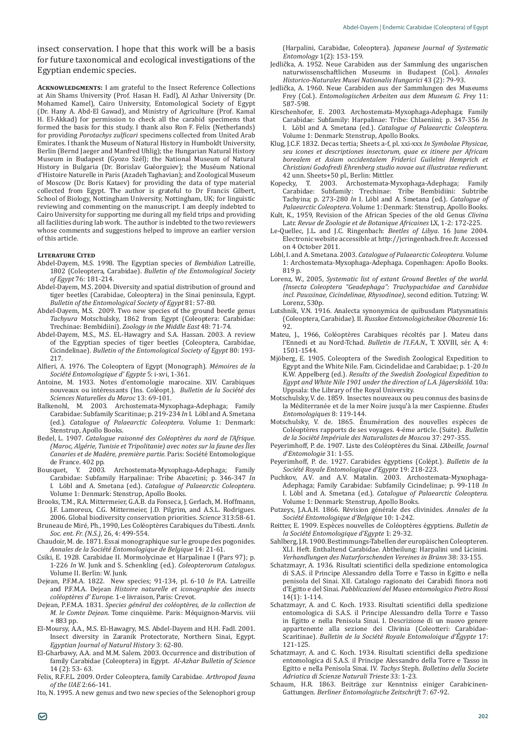insect conservation. I hope that this work will be a basis for future taxonomical and ecological investigations of the Egyptian endemic species.

**Acknowledgments:** I am grateful to the Insect Reference Collections at Ain Shams University (Prof. Hasan H. Fadl), Al Azhar University (Dr. Mohamed Kamel), Cairo University, Entomological Society of Egypt (Dr. Hany A. Abd-El Gawad), and Ministry of Agriculture (Prof. Kamal H. El-Akkad) for permission to check all the carabid specimens that formed the basis for this study. I thank also Ron F. Felix (Netherlands) for providing *Porotachys zulficari* specimens collected from United Arab Emirates. I thank the Museum of Natural History in Humboldt University, Berlin (Bernd Jaeger and Manfred Uhlig); the Hungarian Natural History Museum in Budapest (Gyozo Szél); the National Museum of Natural History in Bulgaria (Dr. Borislav Guéorguiev); the Muséum National d'Histoire Naturelle in Paris (Azadeh Taghavian); and Zoological Museum of Moscow (Dr. Boris Kataev) for providing the data of type material collected from Egypt. The author is grateful to Dr Francis Gilbert, School of Biology, Nottingham University, Nottingham, UK; for linguistic reviewing and commenting on the manuscript. I am deeply indebted to Cairo University for supporting me during all my field trips and providing all facilities during lab work. The author is indebted to the two reviewers whose comments and suggestions helped to improve an earlier version of this article.

## Literature Cited

Abdel-Dayem, M.S. 1998. The Egyptian species of *Bembidion* Latreille, 1802 (Coleoptera, Carabidae). *Bulletin of the Entomological Society of Egypt* 76: 181-214.

Abdel-Dayem, M.S. 2004. Diversity and spatial distribution of ground and tiger beetles (Carabidae, Coleoptera) in the Sinai peninsula, Egypt. *Bulletin of the Entomological Society of Egypt* 81: 57-80.

Abdel-Dayem, M.S. 2009. Two new species of the ground beetle genus *Tachyura* Motschulsky, 1862 from Egypt (Coleoptera: Carabidae: Trechinae: Bembidiini). *Zoology in the Middle East* 48: 71-74.

Abdel-Dayem, M.S., M.S. EL-Hawagry and S.A. Hassan. 2003. A review of the Egyptian species of tiger beetles (Coleoptera, Carabidae, Cicindelinae). *Bulletin of the Entomological Society of Egypt* 80: 193-217.

Alfieri, A. 1976. The Coleoptera of Egypt (Monograph). *Mémoires de la Société Entomologique d' Egypte* 5: i-xvi, 1-361.

Antoine, M. 1933. Notes d'entomologie marocaine. XIV. Carabiques nouveaux ou intéressants (Ins. Coléopt.). *Bulletin de la Société des Sciences Naturelles du Maroc* 13: 69-101.

Balkenohl, M. 2003. Archostemata-Myxophaga-Adephaga; Family Carabidae: Subfamily Scaritinae; p. 219-234 *In* I. Löbl and A. Smetana (ed.). *Catalogue of Palaearctic Coleoptera*. Volume 1: Denmark: Stenstrup, Apollo Books.

Bedel, L. 1907. *Catalogue raisonné des Coléoptères du nord de l'Afrique. (Maroc, Algérie, Tunisie et Tripolitanie) avec notes sur la faune des Îles Canaries et de Madère, première partie.* Paris: Société Entomologique de France. 402 pp.

Bousquet, Y. 2003. Archostemata-Myxophaga-Adephaga; Family Carabidae: Subfamily Harpalinae: Tribe Abacetini; p. 346-347 *In* I. Löbl and A. Smetana (ed.). *Catalogue of Palaearctic Coleoptera*. Volume 1: Denmark: Stenstrup, Apollo Books.

Brooks, T.M., R.A. Mittermeier, G.A.B. da Fonseca, J. Gerlach, M. Hoffmann, J.F. Lamoreux, C.G. Mittermeier, J.D. Pilgrim, and A.S.L. Rodrigues. 2006. Global biodiversity conservation priorities. *Science* 313:58-61.

Bruneau de Miré, Ph., 1990, Les Coléoptères Carabiques du Tibesti. *Annls. Soc. ent. Fr. (N.S.)*, 26, 4: 499-554.

Chaudoir, M. de. 1871. Essai monographique sur le groupe des pogonides. *Annales de la Société Entomologique de Belgique* 14: 21-61.

Csiki, E. 1928. Carabidae II. Mormolycinae et Harpalinae I (Pars 97); p. 1-226 *In* W. Junk and S. Schenkling (ed.). *Coleopterorum Catalogus*. Volume II. Berlin: W. Junk.

Dejean, P.F.M.A. 1822. New species; 91-134, pl. 6-10 *In* P.A. Latreille and P.F.M.A. Dejean *Histoire naturelle et iconographie des insects coléoptères d' Europe*. 1-e livraison, Paris: Crevot.

Dejean, P.F.M.A. 1831. *Species général des coléoptères, de la collection de M. le Comte Dejean.* Tome cinquième. Paris: Méquignon-Marvis. viii + 883 pp.

El-Moursy, A.A., M.S. El-Hawagry, M.S. Abdel-Dayem and H.H. Fadl. 2001. Insect diversity in Zaranik Protectorate, Northern Sinai, Egypt. *Egyptian Journal of Natural History* 3: 62-80.

El-Gharbawy, A.A. and M.M. Salem. 2003. Occurrence and distribution of family Carabidae (Coleoptera) in Egypt. *Al-Azhar Bulletin of Science* 14 (2): 53- 63.

Felix, R.F.F.L. 2009. Order Coleoptera, family Carabidae. *Arthropod fauna of the UAE* 2:66-141.

Ito, N. 1995. A new genus and two new species of the Selenophori group (Harpalini, Carabidae, Coleoptera). *Japanese Journal of Systematic Entomology* 1(2): 153-159.

Jedlička, A. 1952. Neue Carabiden aus der Sammlung des ungarischen naturwissenschaftlichen Museums in Budapest (Col.). *Annales Historico-Naturales Musei Nationalis Hungarici* 43 (2): 79-93.

Jedlička, A. 1960. Neue Carabiden aus der Sammlungen des Museums Frey (Col.). *Entomologischen Arbeiten aus dem Museum G. Frey* 11: 587-598.

Kirschenhofer, E. 2003. Archostemata-Myxophaga-Adephaga; Family Carabidae: Subfamily: Harpalinae: Tribe: Chlaeniini; p. 347-356 *In* I. Löbl and A. Smetana (ed.). *Catalogue of Palaearctic Coleoptera*. Volume 1: Denmark: Stenstrup, Apollo Books.

Klug, J.C.F. 1832. Decas tertia; Sheets a-f, pl. xxi-xxx *In Symbolae Physicae, seu icones et descriptiones insectorum, quae ex itinere per Africam borealem et Asiam occidentalem Friderici Guilelmi Hemprich et Christiani Godofredi Ehrenberg studio novae aut illustratae redierunt*. 42 unn. Sheets+50 pl., Berlin: Mittler.

Kopecky, T. 2003. Archostemata-Myxophaga-Adephaga; Family Carabidae: Subfamily: Trechinae: Tribe Bembidiini: Subtribe Tachyina; p. 273-280 *In* I. Löbl and A. Smetana (ed.). *Catalogue of Palaearctic Coleoptera*. Volume 1: Denmark: Stenstrup, Apollo Books.

Kult, K., 1959, Revision of the African Species of the old Genus *Clivina* Latr. *Revue de Zoologie et de Botanique Africaines* LX, 1-2: 172-225.

Le-Quellec, J.L. and J.C. Ringenbach: *Beetles of Libya*. 16 June 2004. Electronic website accessible at http://jcringenbach.free.fr. Accessed on 4 October 2011.

Löbl, I. and A. Smetana. 2003. *Catalogue of Palaearctic Coleoptera*. Volume 1: Archostemata-Myxophaga-Adephaga. Copenhagen: Apollo Books. 819 p.

Lorenz, W., 2005, *Systematic list of extant Ground Beetles of the world. (Insecta Coleoptera "Geadephaga": Trachypachidae and Carabidae incl. Paussinae, Cicindelinae, Rhysodinae)*, second edition. Tutzing: W. Lorenz, 530p.

Lutshnik, V.N. 1916. Analecta synonymica de quibusdam Platysmatinis (Coleoptera, Carabidae). II. *Russkoe Entomologicheskoe Obozrenie* 16: 92.

Mateu, J., 1966, Coléoptères Carabiques récoltés par J. Mateu dans l'Ennedi et au Nord-Tchad. *Bulletin de l'I.F.A.N.*, T. XXVIII, sér. A, 4: 1501-1544.

Mjöberg, E. 1905. Coleoptera of the Swedish Zoological Expedition to Egypt and the White Nile. Fam. Cicindelidae and Carabidae; p. 1-20 *In* K.W. Appelberg (ed.). *Results of the Swedish Zoological Expedition to Egypt and White Nile 1901 under the direction of L.A. Jägerskiöld*. 10a: Uppsala: the Library of the Royal University.

Motschulsky, V. de. 1859. Insectes nouveaux ou peu connus des basins de la Méditerranée et de la mer Noire jusqu'à la mer Caspienne. *Etudes Entomologiques* 8: 119-144.

Motschulsky, V. de. 1865. Énumération des nouvelles espèces de Coléoptères rapportes de ses voyages. 4-éme article. (Suite). *Bulletin de la Société Impériale des Naturalistes de Moscou* 37: 297-355.

Peyerimhoff, P. de. 1907. Liste des Coléoptères du Sinai. *L'Abeille, Journal d'Entomologie* 31: 1-55.

Peyerimhoff, P. de. 1927. Carabides égyptiens (Colépt.). *Bulletin de la Société Royale Entomologique d'Egypte* 19: 218-223.

Puchkov, A.V. and A.V. Matalin. 2003. Archostemata-Myxophaga-Adephaga; Family Carabidae: Subfamily Cicindelinae; p. 99-118 *In* I. Löbl and A. Smetana (ed.). *Catalogue of Palaearctic Coleoptera*. Volume 1: Denmark: Stenstrup, Apollo Books.

Putzeys, J.A.A.H. 1866. Révision générale des clivinides. *Annales de la Société Entomologique d'Belgique* 10: 1-242.

Reitter, E. 1909. Espèces nouvelles de Coléoptères égyptiens. *Bulletin de la Société Entomologique d'Egypte* 1: 29-32.

Sahlberg, J.R. 1900. Bestimmungs-Tabellen der europäischen Coleopteren. XLI. Heft. Enthaltend Carabidae. Abtheilung: Harpalini und Licinini. *Verhandlungen des Naturforschenden Vereines in Brünn* 38: 33-155.

Schatzmayr, A. 1936. Risultati scientifici della spedizione entomologica di S.A.S. il Principe Alessandro della Torre e Tasso in Egitto e nella penisola del Sinai. XII. Catalogo ragionato dei Carabidi finora noti d'Egitto e del Sinai. *Pubblicazioni del Museo entomologico Pietro Rossi* 14(1): 1-114.

Schatzmayr, A. and C. Koch. 1933. Risultati scientifici della spedizione entomologica di S.A.S. il Principe Alessandro della Torre e Tasso in Egitto e nella Penisola Sinai. I. Descrizione di un nuovo genere appartenente alla sezione dei Clivinia (Coleotteri: Carabidae-Scaritinae). *Bulletin de la Société Royale Entomoloique d'Égypte* 17: 121-125.

Schatzmayr, A. and C. Koch. 1934. Risultati scientifici della spedizione entomologica di S.A.S. il Principe Alessandro della Torre e Tasso in Egitto e nella Penisola Sinai. IV. *Tachys* Steph. *Bolletino della Societe Adriatica di Scienze Naturali Trieste* 33: 1-23.

Schaum, H.R. 1863. Beiträge zur Kenntniss einiger Carabicinen-Gattungen. *Berliner Entomologische Zeitschrift* 7: 67-92.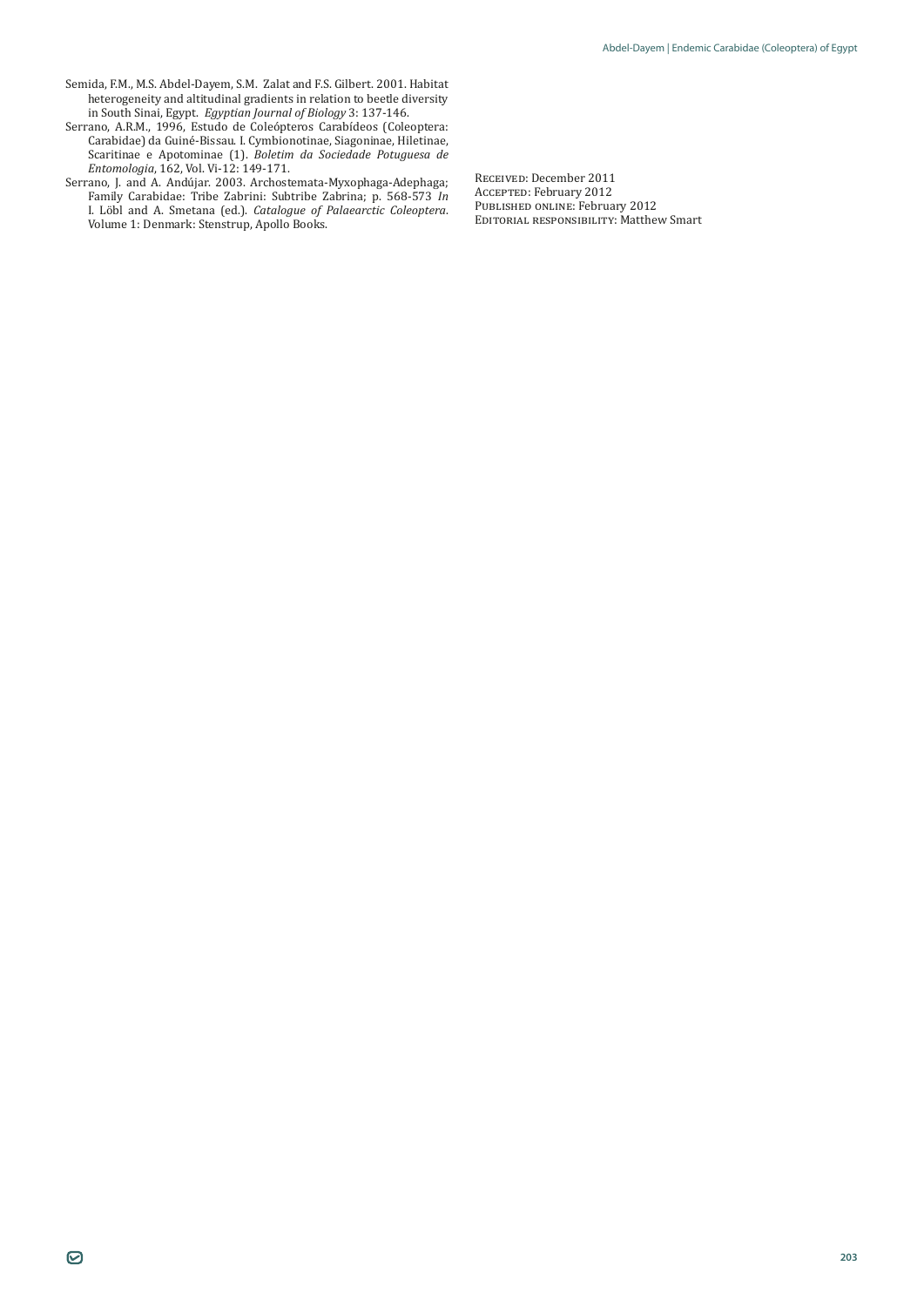Semida, F.M., M.S. Abdel-Dayem, S.M. Zalat and F.S. Gilbert. 2001. Habitat heterogeneity and altitudinal gradients in relation to beetle diversity in South Sinai, Egypt. *Egyptian Journal of Biology* 3: 137-146.

Serrano, A.R.M., 1996, Estudo de Coleópteros Carabídeos (Coleoptera: Carabidae) da Guiné-Bissau. I. Cymbionotinae, Siagoninae, Hiletinae, Scaritinae e Apotominae (1). *Boletim da Sociedade Potuguesa de Entomologia*, 162, Vol. Vi-12: 149-171.

Serrano, J. and A. Andújar. 2003. Archostemata-Myxophaga-Adephaga; Family Carabidae: Tribe Zabrini: Subtribe Zabrina; p. 568-573 *In* I. Löbl and A. Smetana (ed.). *Catalogue of Palaearctic Coleoptera*. Volume 1: Denmark: Stenstrup, Apollo Books.

Received: December 2011
Accepted: February 2012
Published online: February 2012
Editorial responsibility: Matthew Smart